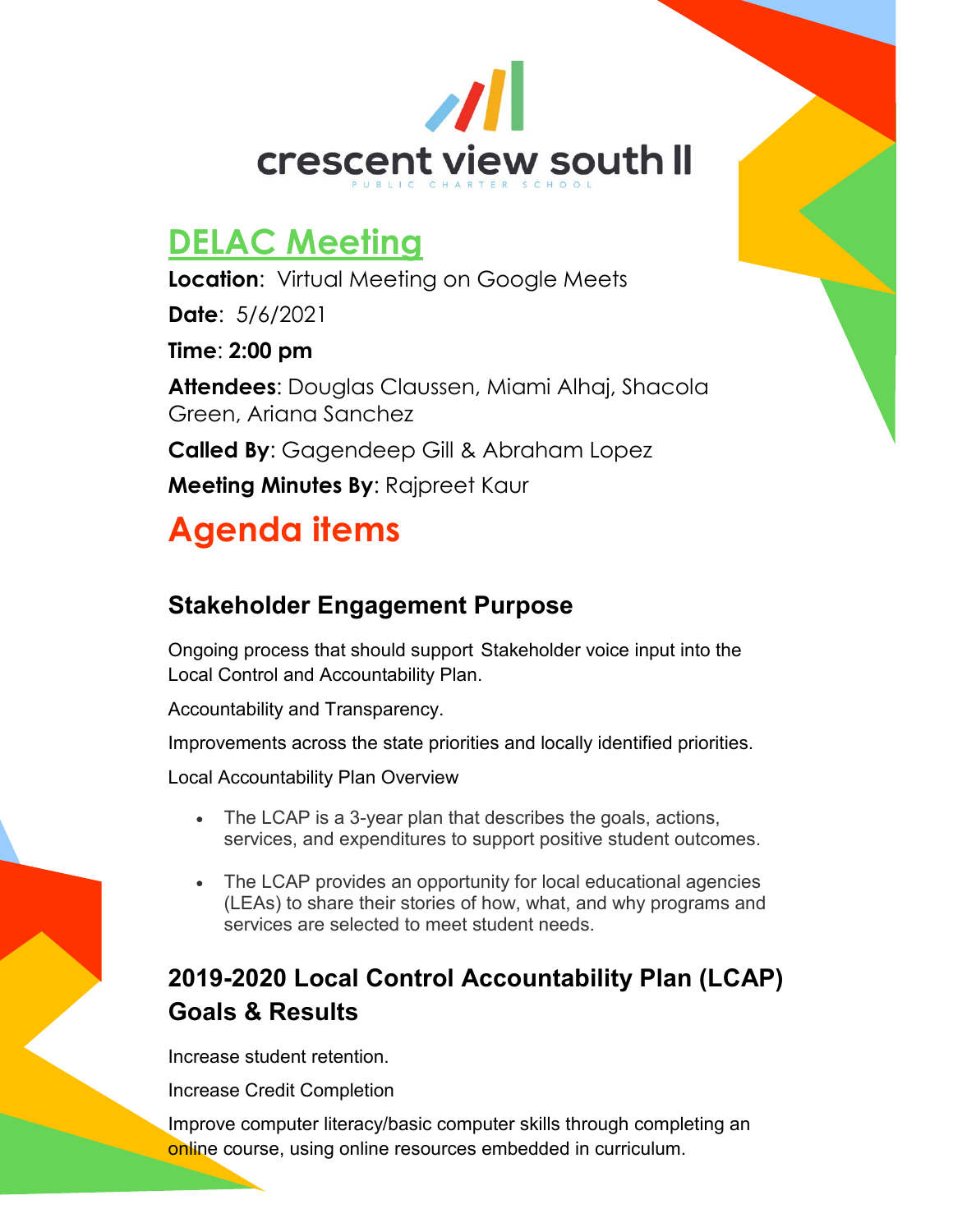crescent view south II

PUBLIC CHARTER SCHOOL

# DELAC Meeting

**Location**: Virtual Meeting on Google Meets

**Date**: 5/6/2021

**Time**: **2:00 pm**

**Attendees**: Douglas Claussen, Miami Alhaj, Shacola Green, Ariana Sanchez

**Called By**: Gagendeep Gill & Abraham Lopez

**Meeting Minutes By**: Rajpreet Kaur

# Agenda items

## Stakeholder Engagement Purpose

Ongoing process that should support Stakeholder voice input into the Local Control and Accountability Plan.

Accountability and Transparency.

Improvements across the state priorities and locally identified priorities.

Local Accountability Plan Overview

- The LCAP is a 3-year plan that describes the goals, actions, services, and expenditures to support positive student outcomes.
- The LCAP provides an opportunity for local educational agencies (LEAs) to share their stories of how, what, and why programs and services are selected to meet student needs.

## 2019-2020 Local Control Accountability Plan (LCAP) Goals & Results

Increase student retention.

Increase Credit Completion

Improve computer literacy/basic computer skills through completing an online course, using online resources embedded in curriculum.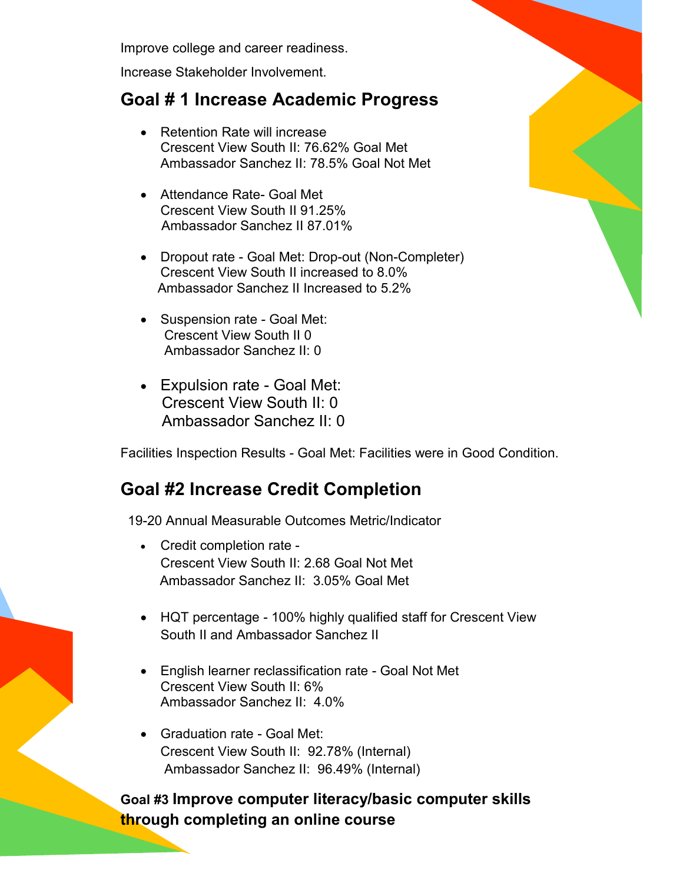Improve college and career readiness.

Increase Stakeholder Involvement.

## Goal # 1 Increase Academic Progress

- Retention Rate will increase
  Crescent View South II: 76.62% Goal Met
  Ambassador Sanchez II: 78.5% Goal Not Met

- Attendance Rate- Goal Met
  Crescent View South II 91.25%
  Ambassador Sanchez II 87.01%

- Dropout rate - Goal Met: Drop-out (Non-Completer)
  Crescent View South II increased to 8.0%
  Ambassador Sanchez II Increased to 5.2%

- Suspension rate - Goal Met:
  Crescent View South II 0
  Ambassador Sanchez II: 0

- Expulsion rate - Goal Met:
  Crescent View South II: 0
  Ambassador Sanchez II: 0

Facilities Inspection Results - Goal Met: Facilities were in Good Condition.

## Goal #2 Increase Credit Completion

19-20 Annual Measurable Outcomes Metric/Indicator

- Credit completion rate -
  Crescent View South II: 2.68 Goal Not Met
  Ambassador Sanchez II: 3.05% Goal Met

- HQT percentage - 100% highly qualified staff for Crescent View South II and Ambassador Sanchez II

- English learner reclassification rate - Goal Not Met
  Crescent View South II: 6%
  Ambassador Sanchez II: 4.0%

- Graduation rate - Goal Met:
  Crescent View South II: 92.78% (Internal)
  Ambassador Sanchez II: 96.49% (Internal)

**Goal #3 Improve computer literacy/basic computer skills through completing an online course**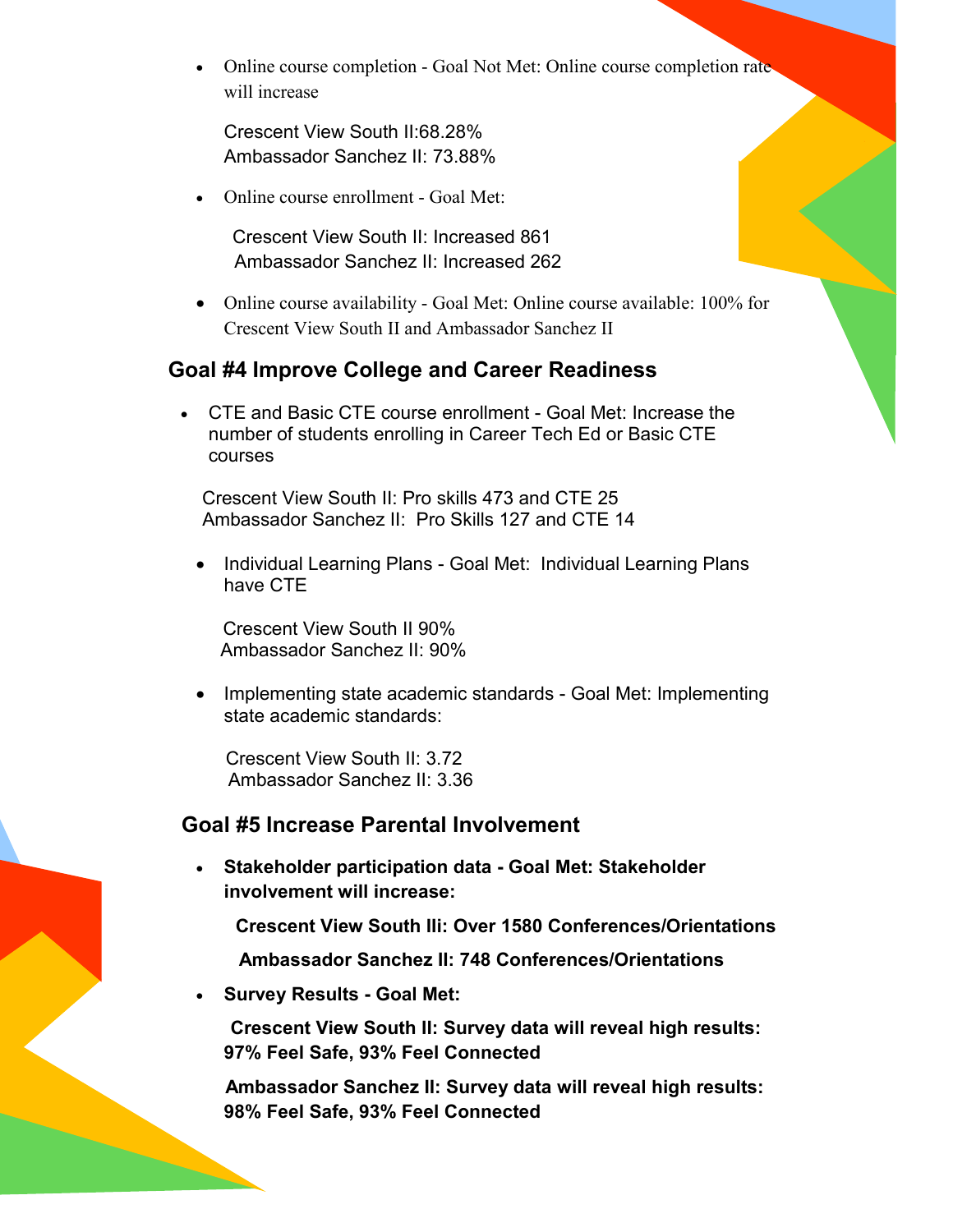- Online course completion - Goal Not Met: Online course completion rate will increase

  Crescent View South II:68.28%
  Ambassador Sanchez II: 73.88%

- Online course enrollment - Goal Met:

  Crescent View South II: Increased 861
  Ambassador Sanchez II: Increased 262

- Online course availability - Goal Met: Online course available: 100% for Crescent View South II and Ambassador Sanchez II

## Goal #4 Improve College and Career Readiness

- CTE and Basic CTE course enrollment - Goal Met: Increase the number of students enrolling in Career Tech Ed or Basic CTE courses

  Crescent View South II: Pro skills 473 and CTE 25
  Ambassador Sanchez II: Pro Skills 127 and CTE 14

- Individual Learning Plans - Goal Met: Individual Learning Plans have CTE

  Crescent View South II 90%
  Ambassador Sanchez II: 90%

- Implementing state academic standards - Goal Met: Implementing state academic standards:

  Crescent View South II: 3.72
  Ambassador Sanchez II: 3.36

## Goal #5 Increase Parental Involvement

- **Stakeholder participation data - Goal Met: Stakeholder involvement will increase:**

  **Crescent View South IIi: Over 1580 Conferences/Orientations**

  **Ambassador Sanchez II: 748 Conferences/Orientations**

- **Survey Results - Goal Met:**

  **Crescent View South II: Survey data will reveal high results: 97% Feel Safe, 93% Feel Connected**

  **Ambassador Sanchez II: Survey data will reveal high results: 98% Feel Safe, 93% Feel Connected**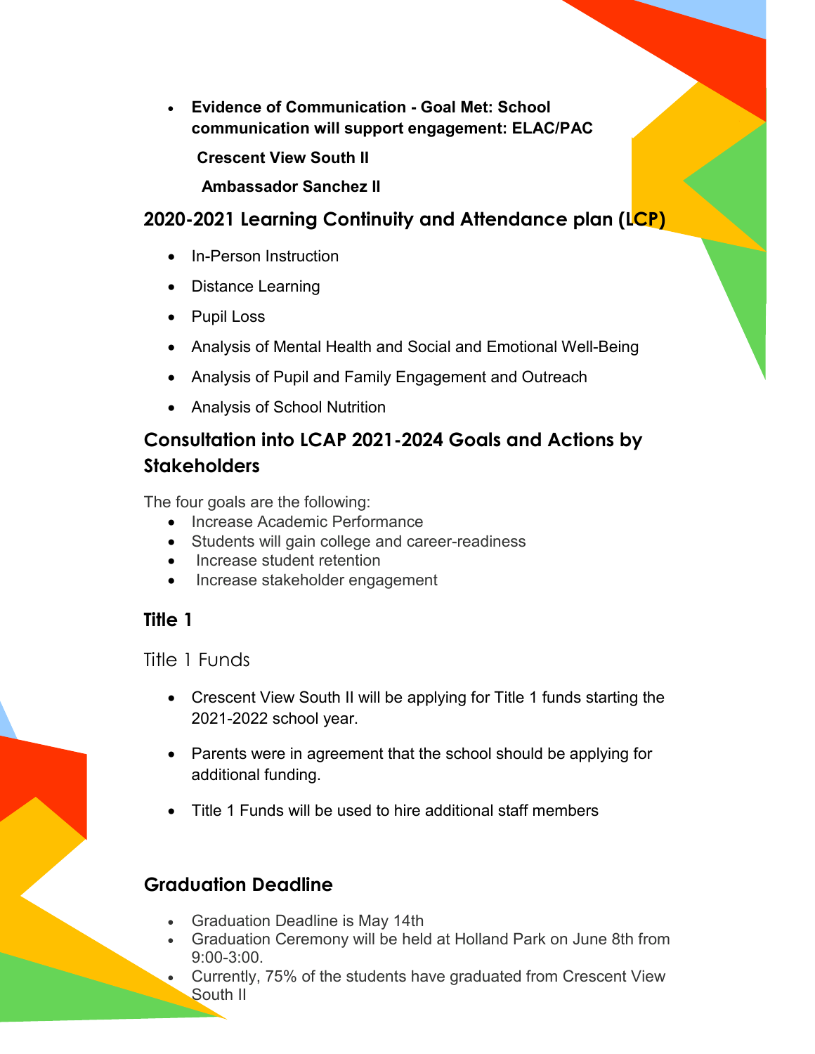- **Evidence of Communication - Goal Met: School communication will support engagement: ELAC/PAC**

  **Crescent View South II**

  **Ambassador Sanchez II**

## 2020-2021 Learning Continuity and Attendance plan (LCP)

- In-Person Instruction
- Distance Learning
- Pupil Loss
- Analysis of Mental Health and Social and Emotional Well-Being
- Analysis of Pupil and Family Engagement and Outreach
- Analysis of School Nutrition

## Consultation into LCAP 2021-2024 Goals and Actions by Stakeholders

The four goals are the following:

- Increase Academic Performance
- Students will gain college and career-readiness
- Increase student retention
- Increase stakeholder engagement

## Title 1

### Title 1 Funds

- Crescent View South II will be applying for Title 1 funds starting the 2021-2022 school year.
- Parents were in agreement that the school should be applying for additional funding.
- Title 1 Funds will be used to hire additional staff members

## Graduation Deadline

- Graduation Deadline is May 14th
- Graduation Ceremony will be held at Holland Park on June 8th from 9:00-3:00.
- Currently, 75% of the students have graduated from Crescent View South II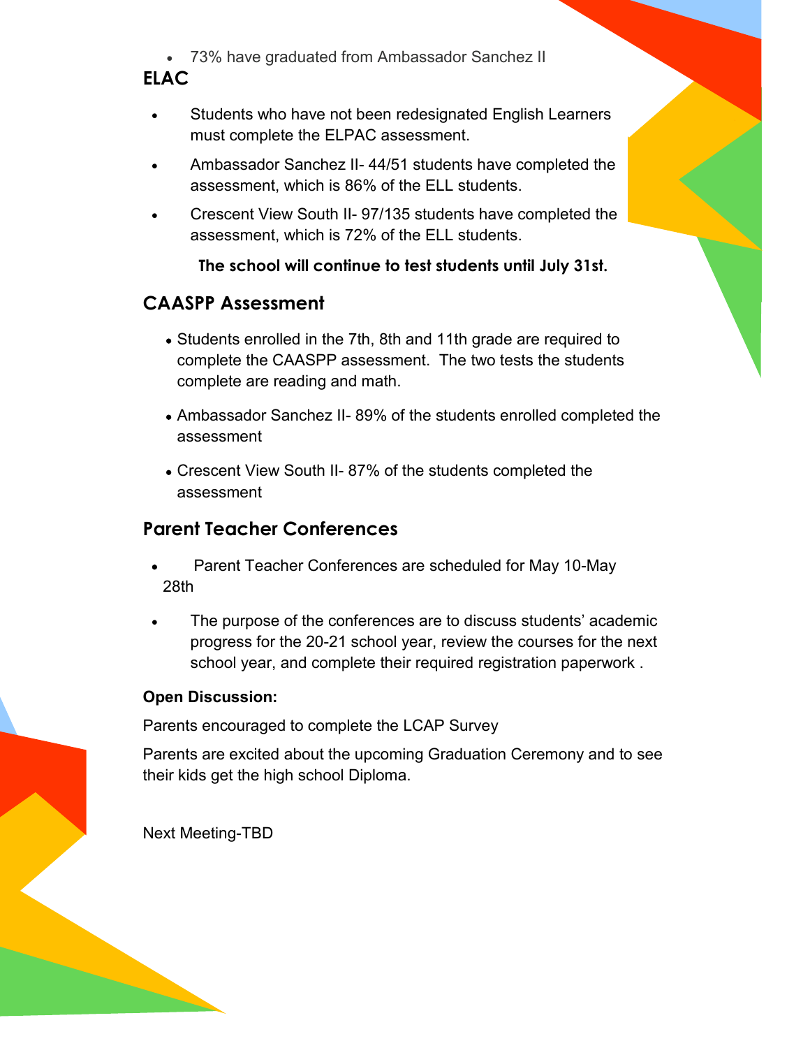- 73% have graduated from Ambassador Sanchez II

## ELAC

- Students who have not been redesignated English Learners must complete the ELPAC assessment.
- Ambassador Sanchez II- 44/51 students have completed the assessment, which is 86% of the ELL students.
- Crescent View South II- 97/135 students have completed the assessment, which is 72% of the ELL students.

**The school will continue to test students until July 31st.**

## CAASPP Assessment

- Students enrolled in the 7th, 8th and 11th grade are required to complete the CAASPP assessment. The two tests the students complete are reading and math.
- Ambassador Sanchez II- 89% of the students enrolled completed the assessment
- Crescent View South II- 87% of the students completed the assessment

## Parent Teacher Conferences

- Parent Teacher Conferences are scheduled for May 10-May 28th
- The purpose of the conferences are to discuss students' academic progress for the 20-21 school year, review the courses for the next school year, and complete their required registration paperwork .

**Open Discussion:**

Parents encouraged to complete the LCAP Survey

Parents are excited about the upcoming Graduation Ceremony and to see their kids get the high school Diploma.

Next Meeting-TBD